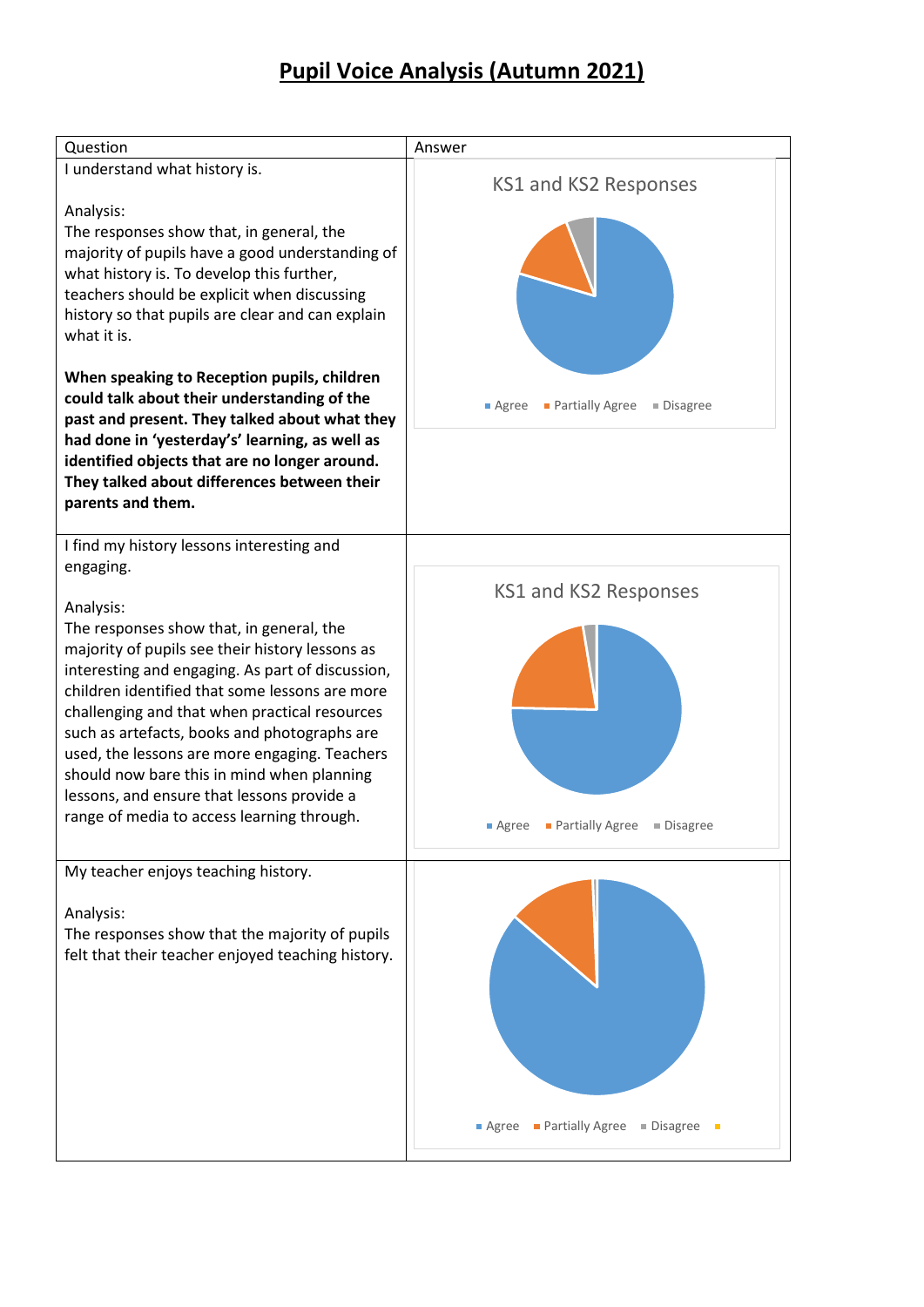# Pupil Voice Analysis (Autumn 2021)

| Question | Answer |
| --- | --- |
| I understand what history is.<br><br>Analysis:<br>The responses show that, in general, the majority of pupils have a good understanding of what history is. To develop this further, teachers should be explicit when discussing history so that pupils are clear and can explain what it is.<br><br>**When speaking to Reception pupils, children could talk about their understanding of the past and present. They talked about what they had done in 'yesterday's' learning, as well as identified objects that are no longer around. They talked about differences between their parents and them.** | KS1 and KS2 Responses<br><br>Agree, Partially Agree, Disagree |
| I find my history lessons interesting and engaging.<br><br>Analysis:<br>The responses show that, in general, the majority of pupils see their history lessons as interesting and engaging. As part of discussion, children identified that some lessons are more challenging and that when practical resources such as artefacts, books and photographs are used, the lessons are more engaging. Teachers should now bare this in mind when planning lessons, and ensure that lessons provide a range of media to access learning through. | KS1 and KS2 Responses<br><br>Agree, Partially Agree, Disagree |
| My teacher enjoys teaching history.<br><br>Analysis:<br>The responses show that the majority of pupils felt that their teacher enjoyed teaching history. | Agree, Partially Agree, Disagree |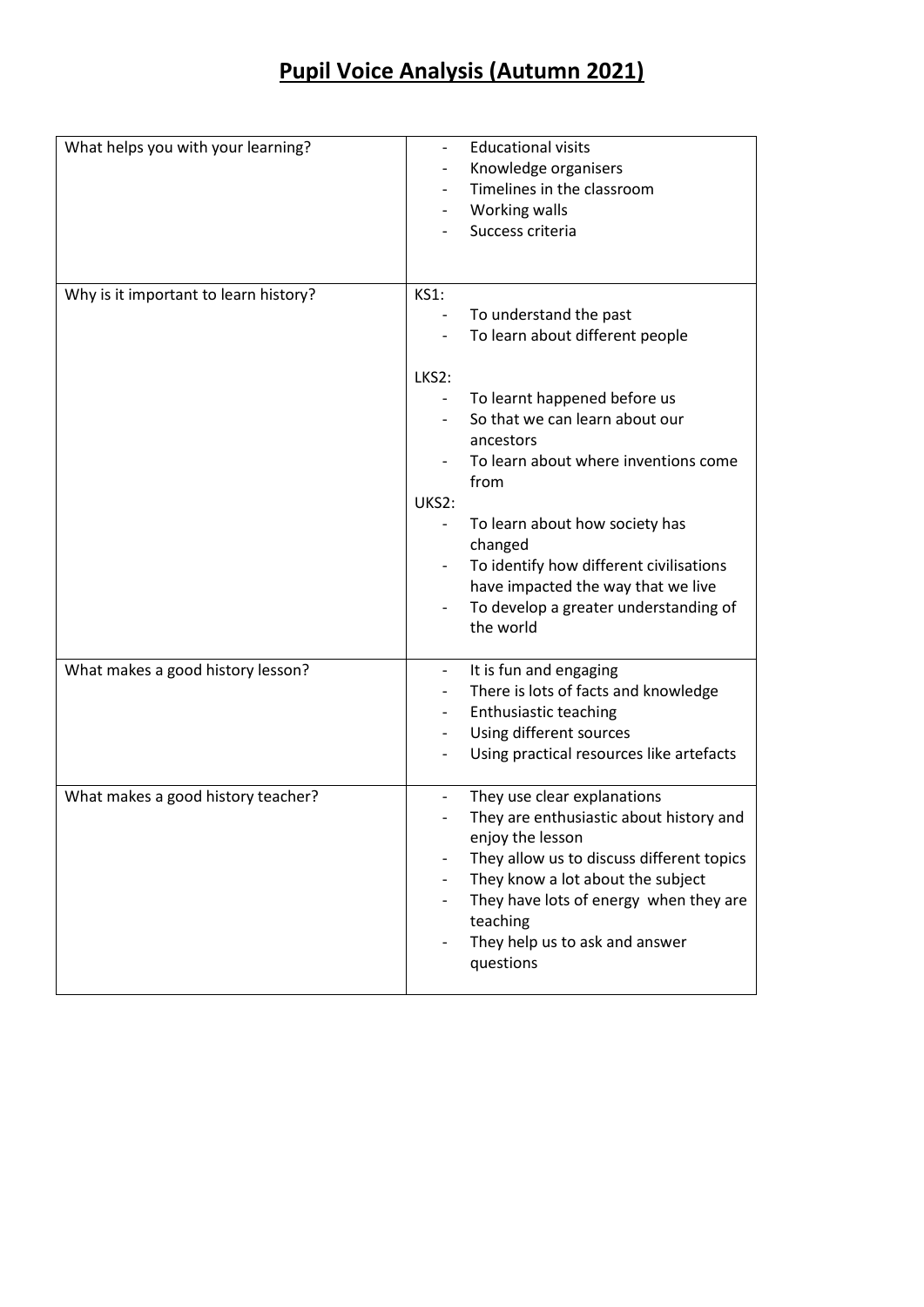# Pupil Voice Analysis (Autumn 2021)

| | |
|---|---|
| What helps you with your learning? | - Educational visits<br>- Knowledge organisers<br>- Timelines in the classroom<br>- Working walls<br>- Success criteria |
| Why is it important to learn history? | KS1:<br>- To understand the past<br>- To learn about different people<br><br>LKS2:<br>- To learnt happened before us<br>- So that we can learn about our ancestors<br>- To learn about where inventions come from<br><br>UKS2:<br>- To learn about how society has changed<br>- To identify how different civilisations have impacted the way that we live<br>- To develop a greater understanding of the world |
| What makes a good history lesson? | - It is fun and engaging<br>- There is lots of facts and knowledge<br>- Enthusiastic teaching<br>- Using different sources<br>- Using practical resources like artefacts |
| What makes a good history teacher? | - They use clear explanations<br>- They are enthusiastic about history and enjoy the lesson<br>- They allow us to discuss different topics<br>- They know a lot about the subject<br>- They have lots of energy when they are teaching<br>- They help us to ask and answer questions |